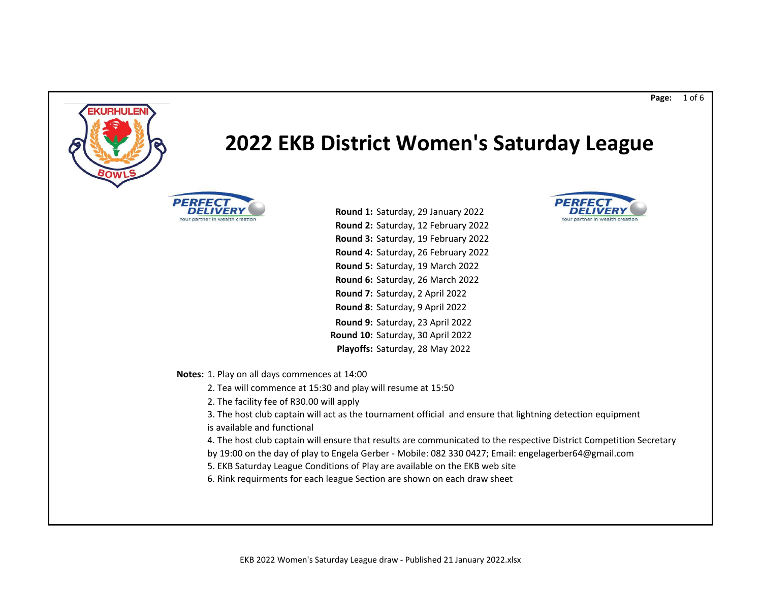# 2022 EKB District Women's Saturday League

**Round 1:** Saturday, 29 January 2022
**Round 2:** Saturday, 12 February 2022
**Round 3:** Saturday, 19 February 2022
**Round 4:** Saturday, 26 February 2022
**Round 5:** Saturday, 19 March 2022
**Round 6:** Saturday, 26 March 2022
**Round 7:** Saturday, 2 April 2022
**Round 8:** Saturday, 9 April 2022
**Round 9:** Saturday, 23 April 2022
**Round 10:** Saturday, 30 April 2022
**Playoffs:** Saturday, 28 May 2022

**Notes:** 1. Play on all days commences at 14:00

2. Tea will commence at 15:30 and play will resume at 15:50

2. The facility fee of R30.00 will apply

3. The host club captain will act as the tournament official and ensure that lightning detection equipment is available and functional

4. The host club captain will ensure that results are communicated to the respective District Competition Secretary by 19:00 on the day of play to Engela Gerber - Mobile: 082 330 0427; Email: engelagerber64@gmail.com

5. EKB Saturday League Conditions of Play are available on the EKB web site

6. Rink requirments for each league Section are shown on each draw sheet

EKB 2022 Women's Saturday League draw - Published 21 January 2022.xlsx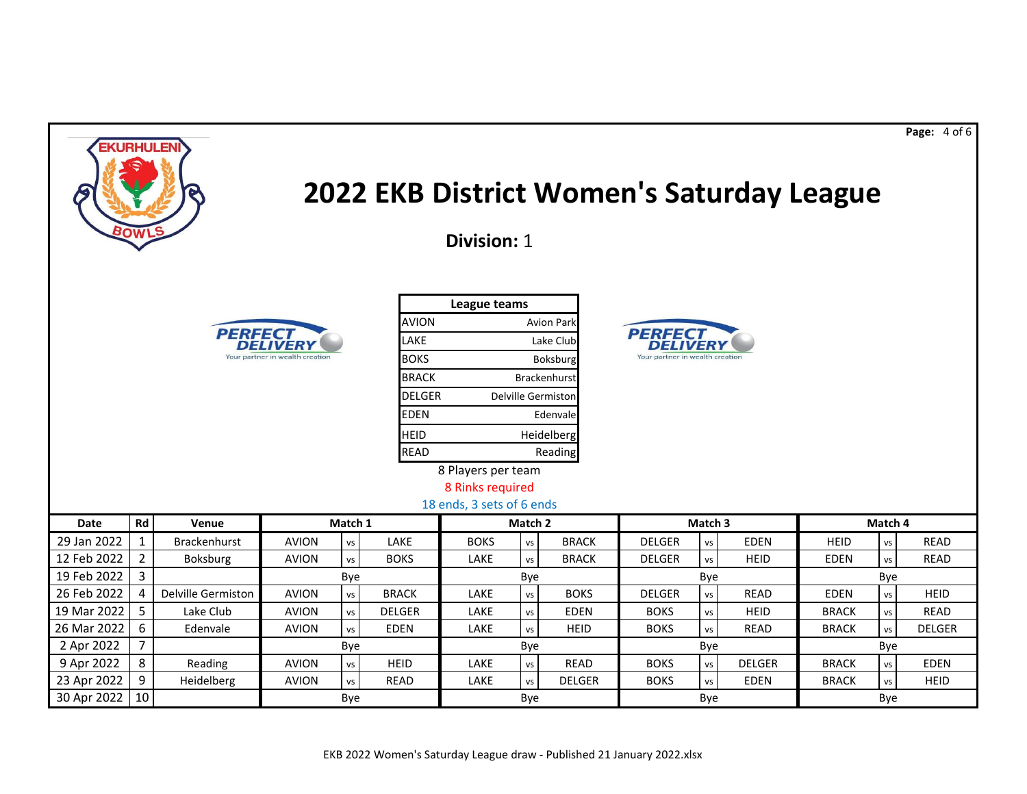# 2022 EKB District Women's Saturday League

**Division:** 1

| League teams | |
|---|---|
| AVION | Avion Park |
| LAKE | Lake Club |
| BOKS | Boksburg |
| BRACK | Brackenhurst |
| DELGER | Delville Germiston |
| EDEN | Edenvale |
| HEID | Heidelberg |
| READ | Reading |

8 Players per team

8 Rinks required

18 ends, 3 sets of 6 ends

| Date | Rd | Venue | Match 1 | | | Match 2 | | | Match 3 | | | Match 4 | | |
|---|---|---|---|---|---|---|---|---|---|---|---|---|---|---|
| 29 Jan 2022 | 1 | Brackenhurst | AVION | vs | LAKE | BOKS | vs | BRACK | DELGER | vs | EDEN | HEID | vs | READ |
| 12 Feb 2022 | 2 | Boksburg | AVION | vs | BOKS | LAKE | vs | BRACK | DELGER | vs | HEID | EDEN | vs | READ |
| 19 Feb 2022 | 3 | | | Bye | | | Bye | | | Bye | | | Bye | |
| 26 Feb 2022 | 4 | Delville Germiston | AVION | vs | BRACK | LAKE | vs | BOKS | DELGER | vs | READ | EDEN | vs | HEID |
| 19 Mar 2022 | 5 | Lake Club | AVION | vs | DELGER | LAKE | vs | EDEN | BOKS | vs | HEID | BRACK | vs | READ |
| 26 Mar 2022 | 6 | Edenvale | AVION | vs | EDEN | LAKE | vs | HEID | BOKS | vs | READ | BRACK | vs | DELGER |
| 2 Apr 2022 | 7 | | | Bye | | | Bye | | | Bye | | | Bye | |
| 9 Apr 2022 | 8 | Reading | AVION | vs | HEID | LAKE | vs | READ | BOKS | vs | DELGER | BRACK | vs | EDEN |
| 23 Apr 2022 | 9 | Heidelberg | AVION | vs | READ | LAKE | vs | DELGER | BOKS | vs | EDEN | BRACK | vs | HEID |
| 30 Apr 2022 | 10 | | | Bye | | | Bye | | | Bye | | | Bye | |

EKB 2022 Women's Saturday League draw - Published 21 January 2022.xlsx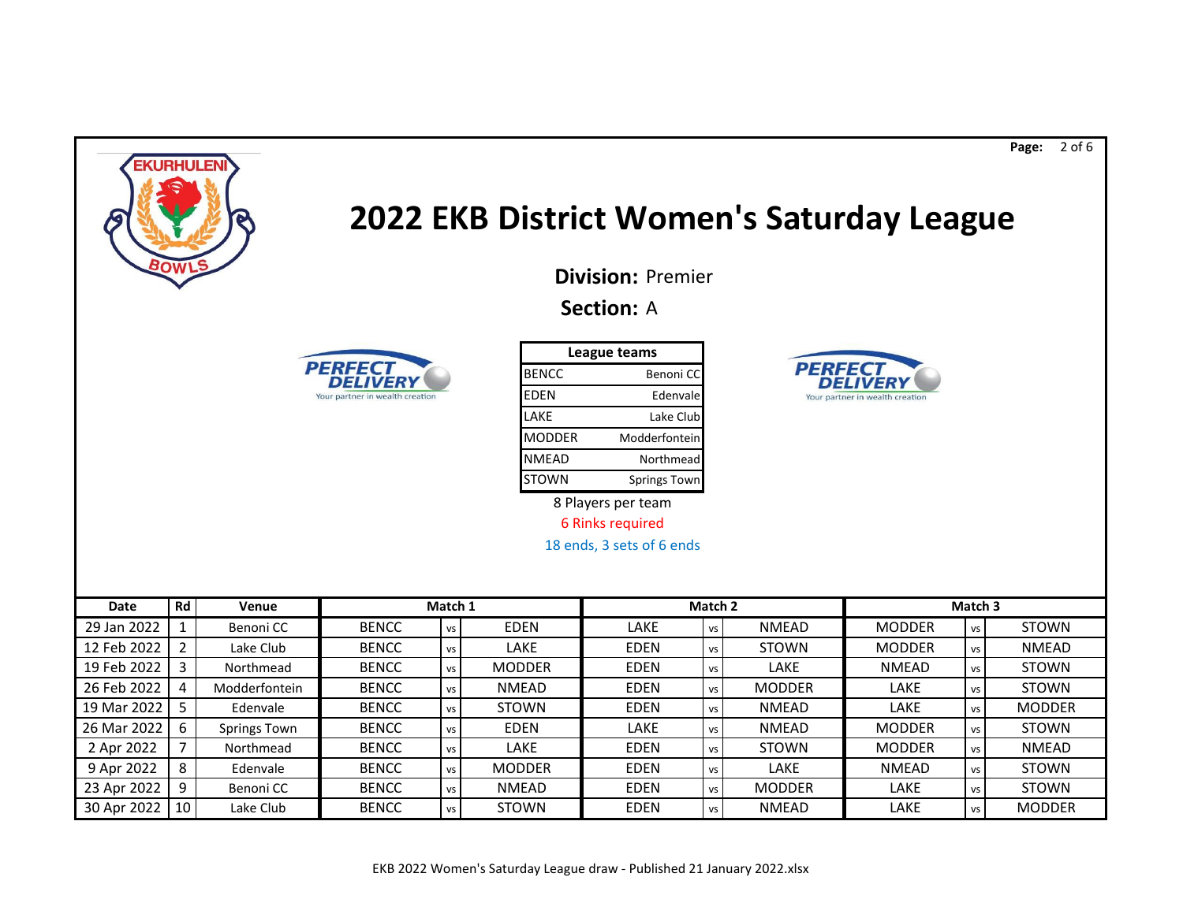# 2022 EKB District Women's Saturday League

**Division:** Premier

**Section:** A

| League teams | |
|---|---|
| BENCC | Benoni CC |
| EDEN | Edenvale |
| LAKE | Lake Club |
| MODDER | Modderfontein |
| NMEAD | Northmead |
| STOWN | Springs Town |

8 Players per team

6 Rinks required

18 ends, 3 sets of 6 ends

| Date | Rd | Venue | Match 1 | | | Match 2 | | | Match 3 | | |
|---|---|---|---|---|---|---|---|---|---|---|---|
| 29 Jan 2022 | 1 | Benoni CC | BENCC | vs | EDEN | LAKE | vs | NMEAD | MODDER | vs | STOWN |
| 12 Feb 2022 | 2 | Lake Club | BENCC | vs | LAKE | EDEN | vs | STOWN | MODDER | vs | NMEAD |
| 19 Feb 2022 | 3 | Northmead | BENCC | vs | MODDER | EDEN | vs | LAKE | NMEAD | vs | STOWN |
| 26 Feb 2022 | 4 | Modderfontein | BENCC | vs | NMEAD | EDEN | vs | MODDER | LAKE | vs | STOWN |
| 19 Mar 2022 | 5 | Edenvale | BENCC | vs | STOWN | EDEN | vs | NMEAD | LAKE | vs | MODDER |
| 26 Mar 2022 | 6 | Springs Town | BENCC | vs | EDEN | LAKE | vs | NMEAD | MODDER | vs | STOWN |
| 2 Apr 2022 | 7 | Northmead | BENCC | vs | LAKE | EDEN | vs | STOWN | MODDER | vs | NMEAD |
| 9 Apr 2022 | 8 | Edenvale | BENCC | vs | MODDER | EDEN | vs | LAKE | NMEAD | vs | STOWN |
| 23 Apr 2022 | 9 | Benoni CC | BENCC | vs | NMEAD | EDEN | vs | MODDER | LAKE | vs | STOWN |
| 30 Apr 2022 | 10 | Lake Club | BENCC | vs | STOWN | EDEN | vs | NMEAD | LAKE | vs | MODDER |

EKB 2022 Women's Saturday League draw - Published 21 January 2022.xlsx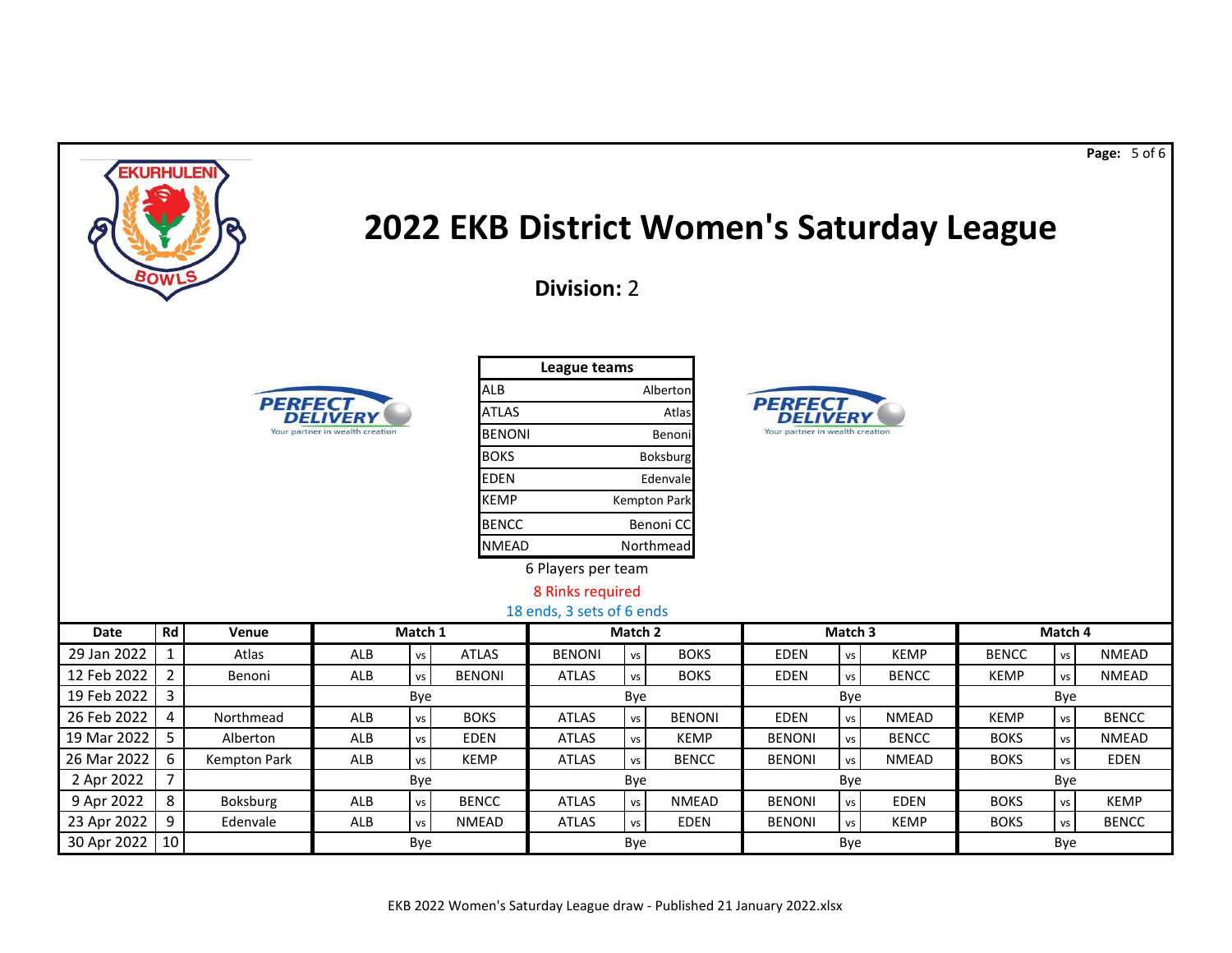# 2022 EKB District Women's Saturday League

**Division:** 2

| League teams | |
|---|---|
| ALB | Alberton |
| ATLAS | Atlas |
| BENONI | Benoni |
| BOKS | Boksburg |
| EDEN | Edenvale |
| KEMP | Kempton Park |
| BENCC | Benoni CC |
| NMEAD | Northmead |

6 Players per team

8 Rinks required

18 ends, 3 sets of 6 ends

| Date | Rd | Venue | Match 1 | | | Match 2 | | | Match 3 | | | Match 4 | | |
|---|---|---|---|---|---|---|---|---|---|---|---|---|---|---|
| 29 Jan 2022 | 1 | Atlas | ALB | vs | ATLAS | BENONI | vs | BOKS | EDEN | vs | KEMP | BENCC | vs | NMEAD |
| 12 Feb 2022 | 2 | Benoni | ALB | vs | BENONI | ATLAS | vs | BOKS | EDEN | vs | BENCC | KEMP | vs | NMEAD |
| 19 Feb 2022 | 3 | | | Bye | | | Bye | | | Bye | | | Bye | |
| 26 Feb 2022 | 4 | Northmead | ALB | vs | BOKS | ATLAS | vs | BENONI | EDEN | vs | NMEAD | KEMP | vs | BENCC |
| 19 Mar 2022 | 5 | Alberton | ALB | vs | EDEN | ATLAS | vs | KEMP | BENONI | vs | BENCC | BOKS | vs | NMEAD |
| 26 Mar 2022 | 6 | Kempton Park | ALB | vs | KEMP | ATLAS | vs | BENCC | BENONI | vs | NMEAD | BOKS | vs | EDEN |
| 2 Apr 2022 | 7 | | | Bye | | | Bye | | | Bye | | | Bye | |
| 9 Apr 2022 | 8 | Boksburg | ALB | vs | BENCC | ATLAS | vs | NMEAD | BENONI | vs | EDEN | BOKS | vs | KEMP |
| 23 Apr 2022 | 9 | Edenvale | ALB | vs | NMEAD | ATLAS | vs | EDEN | BENONI | vs | KEMP | BOKS | vs | BENCC |
| 30 Apr 2022 | 10 | | | Bye | | | Bye | | | Bye | | | Bye | |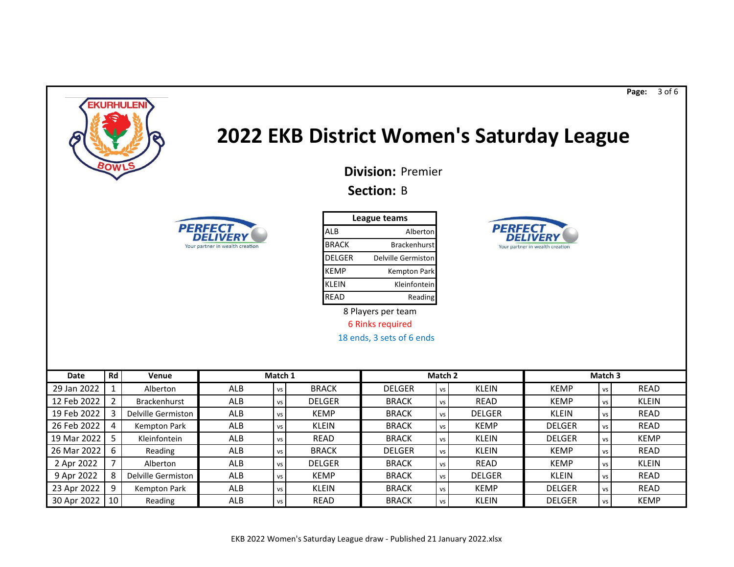# 2022 EKB District Women's Saturday League

**Division:** Premier

**Section:** B

| League teams | |
|---|---|
| ALB | Alberton |
| BRACK | Brackenhurst |
| DELGER | Delville Germiston |
| KEMP | Kempton Park |
| KLEIN | Kleinfontein |
| READ | Reading |

8 Players per team

6 Rinks required

18 ends, 3 sets of 6 ends

| Date | Rd | Venue | Match 1 | | | Match 2 | | | Match 3 | | |
|---|---|---|---|---|---|---|---|---|---|---|---|
| 29 Jan 2022 | 1 | Alberton | ALB | vs | BRACK | DELGER | vs | KLEIN | KEMP | vs | READ |
| 12 Feb 2022 | 2 | Brackenhurst | ALB | vs | DELGER | BRACK | vs | READ | KEMP | vs | KLEIN |
| 19 Feb 2022 | 3 | Delville Germiston | ALB | vs | KEMP | BRACK | vs | DELGER | KLEIN | vs | READ |
| 26 Feb 2022 | 4 | Kempton Park | ALB | vs | KLEIN | BRACK | vs | KEMP | DELGER | vs | READ |
| 19 Mar 2022 | 5 | Kleinfontein | ALB | vs | READ | BRACK | vs | KLEIN | DELGER | vs | KEMP |
| 26 Mar 2022 | 6 | Reading | ALB | vs | BRACK | DELGER | vs | KLEIN | KEMP | vs | READ |
| 2 Apr 2022 | 7 | Alberton | ALB | vs | DELGER | BRACK | vs | READ | KEMP | vs | KLEIN |
| 9 Apr 2022 | 8 | Delville Germiston | ALB | vs | KEMP | BRACK | vs | DELGER | KLEIN | vs | READ |
| 23 Apr 2022 | 9 | Kempton Park | ALB | vs | KLEIN | BRACK | vs | KEMP | DELGER | vs | READ |
| 30 Apr 2022 | 10 | Reading | ALB | vs | READ | BRACK | vs | KLEIN | DELGER | vs | KEMP |

EKB 2022 Women's Saturday League draw - Published 21 January 2022.xlsx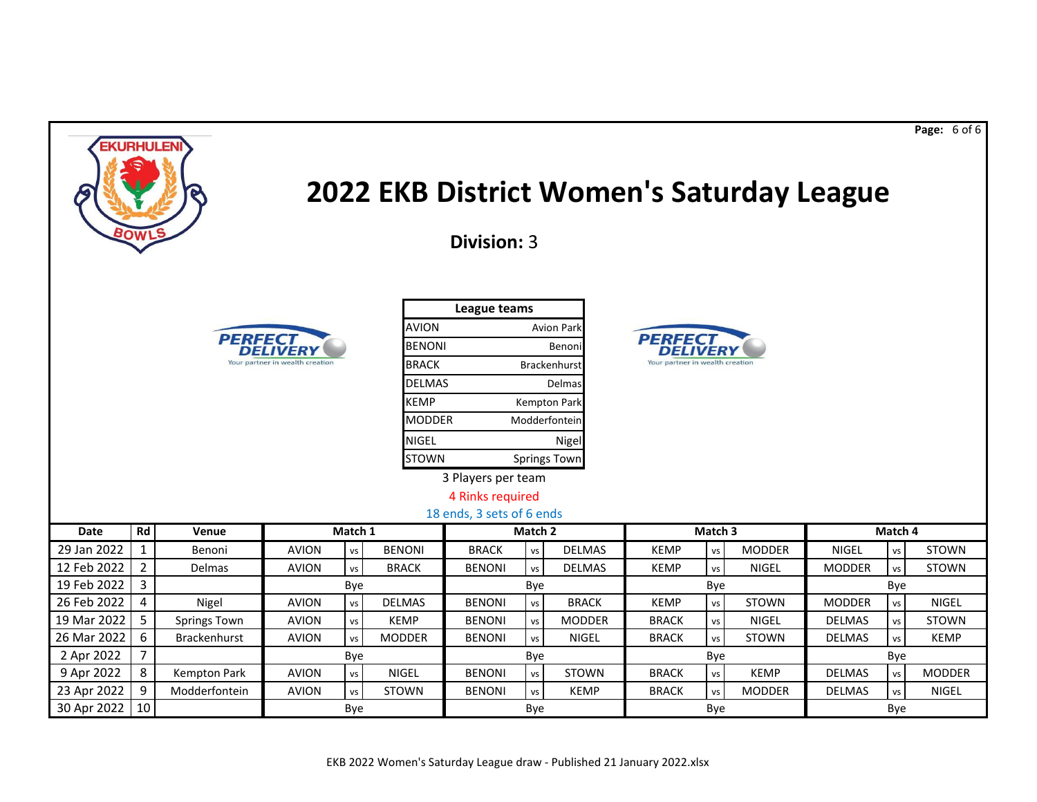# 2022 EKB District Women's Saturday League

**Division:** 3

| League teams | |
|---|---|
| AVION | Avion Park |
| BENONI | Benoni |
| BRACK | Brackenhurst |
| DELMAS | Delmas |
| KEMP | Kempton Park |
| MODDER | Modderfontein |
| NIGEL | Nigel |
| STOWN | Springs Town |

3 Players per team

4 Rinks required

18 ends, 3 sets of 6 ends

| Date | Rd | Venue | Match 1 | | | Match 2 | | | Match 3 | | | Match 4 | | |
|---|---|---|---|---|---|---|---|---|---|---|---|---|---|---|
| 29 Jan 2022 | 1 | Benoni | AVION | vs | BENONI | BRACK | vs | DELMAS | KEMP | vs | MODDER | NIGEL | vs | STOWN |
| 12 Feb 2022 | 2 | Delmas | AVION | vs | BRACK | BENONI | vs | DELMAS | KEMP | vs | NIGEL | MODDER | vs | STOWN |
| 19 Feb 2022 | 3 | | | Bye | | | Bye | | | Bye | | | Bye | |
| 26 Feb 2022 | 4 | Nigel | AVION | vs | DELMAS | BENONI | vs | BRACK | KEMP | vs | STOWN | MODDER | vs | NIGEL |
| 19 Mar 2022 | 5 | Springs Town | AVION | vs | KEMP | BENONI | vs | MODDER | BRACK | vs | NIGEL | DELMAS | vs | STOWN |
| 26 Mar 2022 | 6 | Brackenhurst | AVION | vs | MODDER | BENONI | vs | NIGEL | BRACK | vs | STOWN | DELMAS | vs | KEMP |
| 2 Apr 2022 | 7 | | | Bye | | | Bye | | | Bye | | | Bye | |
| 9 Apr 2022 | 8 | Kempton Park | AVION | vs | NIGEL | BENONI | vs | STOWN | BRACK | vs | KEMP | DELMAS | vs | MODDER |
| 23 Apr 2022 | 9 | Modderfontein | AVION | vs | STOWN | BENONI | vs | KEMP | BRACK | vs | MODDER | DELMAS | vs | NIGEL |
| 30 Apr 2022 | 10 | | | Bye | | | Bye | | | Bye | | | Bye | |

EKB 2022 Women's Saturday League draw - Published 21 January 2022.xlsx